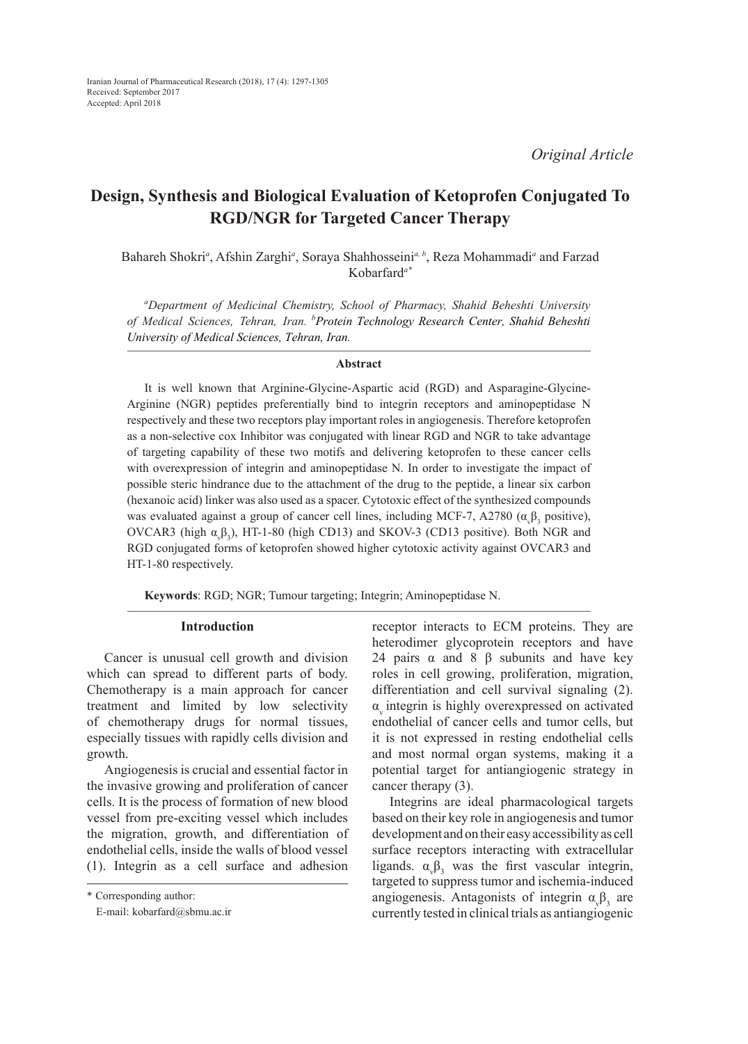*Original Article*

# Design, Synthesis and Biological Evaluation of Ketoprofen Conjugated To RGD/NGR for Targeted Cancer Therapy

Bahareh Shokri[a], Afshin Zarghi[a], Soraya Shahhosseini[a, b], Reza Mohammadi[a] and Farzad Kobarfard[a*]

[a]*Department of Medicinal Chemistry, School of Pharmacy, Shahid Beheshti University of Medical Sciences, Tehran, Iran.* [b]*Protein Technology Research Center, Shahid Beheshti University of Medical Sciences, Tehran, Iran.*

### Abstract

It is well known that Arginine-Glycine-Aspartic acid (RGD) and Asparagine-Glycine-Arginine (NGR) peptides preferentially bind to integrin receptors and aminopeptidase N respectively and these two receptors play important roles in angiogenesis. Therefore ketoprofen as a non-selective cox Inhibitor was conjugated with linear RGD and NGR to take advantage of targeting capability of these two motifs and delivering ketoprofen to these cancer cells with overexpression of integrin and aminopeptidase N. In order to investigate the impact of possible steric hindrance due to the attachment of the drug to the peptide, a linear six carbon (hexanoic acid) linker was also used as a spacer. Cytotoxic effect of the synthesized compounds was evaluated against a group of cancer cell lines, including MCF-7, A2780 ($\alpha_v\beta_3$ positive), OVCAR3 (high $\alpha_v\beta_3$), HT-1-80 (high CD13) and SKOV-3 (CD13 positive). Both NGR and RGD conjugated forms of ketoprofen showed higher cytotoxic activity against OVCAR3 and HT-1-80 respectively.

**Keywords**: RGD; NGR; Tumour targeting; Integrin; Aminopeptidase N.

## Introduction

Cancer is unusual cell growth and division which can spread to different parts of body. Chemotherapy is a main approach for cancer treatment and limited by low selectivity of chemotherapy drugs for normal tissues, especially tissues with rapidly cells division and growth.

Angiogenesis is crucial and essential factor in the invasive growing and proliferation of cancer cells. It is the process of formation of new blood vessel from pre-exciting vessel which includes the migration, growth, and differentiation of endothelial cells, inside the walls of blood vessel (1). Integrin as a cell surface and adhesion receptor interacts to ECM proteins. They are heterodimer glycoprotein receptors and have 24 pairs α and 8 β subunits and have key roles in cell growing, proliferation, migration, differentiation and cell survival signaling (2). $\alpha_v$ integrin is highly overexpressed on activated endothelial of cancer cells and tumor cells, but it is not expressed in resting endothelial cells and most normal organ systems, making it a potential target for antiangiogenic strategy in cancer therapy (3).

Integrins are ideal pharmacological targets based on their key role in angiogenesis and tumor development and on their easy accessibility as cell surface receptors interacting with extracellular ligands. $\alpha_v\beta_3$ was the first vascular integrin, targeted to suppress tumor and ischemia-induced angiogenesis. Antagonists of integrin $\alpha_v\beta_3$ are currently tested in clinical trials as antiangiogenic

\* Corresponding author:
E-mail: kobarfard@sbmu.ac.ir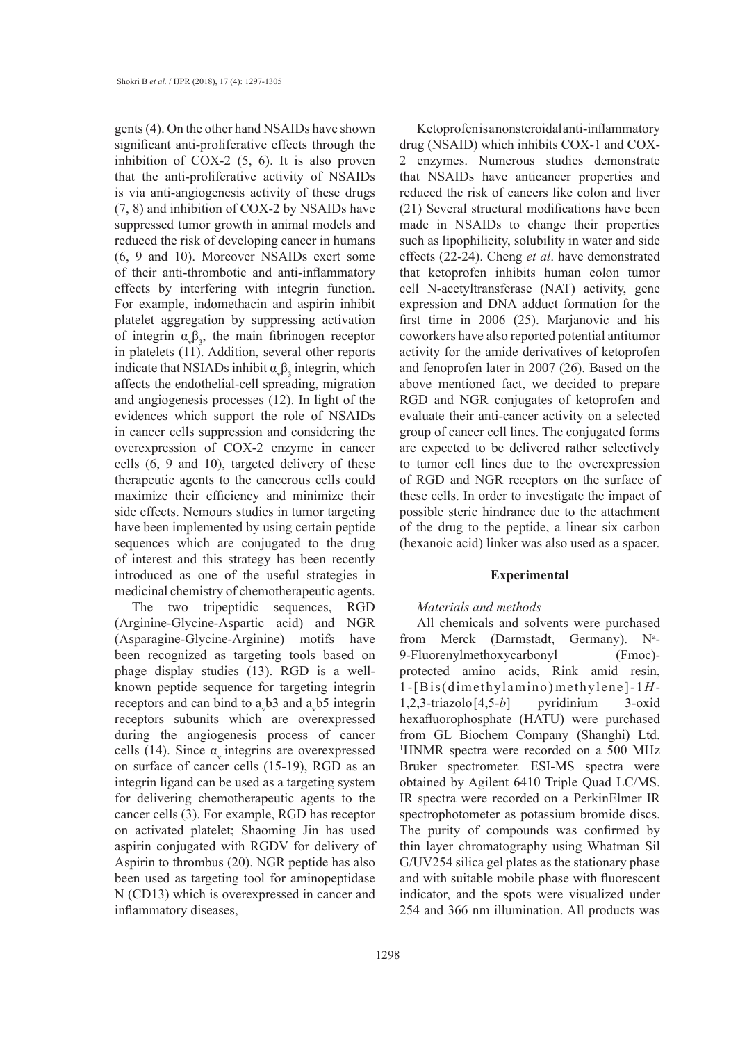gents (4). On the other hand NSAIDs have shown significant anti-proliferative effects through the inhibition of COX-2 (5, 6). It is also proven that the anti-proliferative activity of NSAIDs is via anti-angiogenesis activity of these drugs (7, 8) and inhibition of COX-2 by NSAIDs have suppressed tumor growth in animal models and reduced the risk of developing cancer in humans (6, 9 and 10). Moreover NSAIDs exert some of their anti-thrombotic and anti-inflammatory effects by interfering with integrin function. For example, indomethacin and aspirin inhibit platelet aggregation by suppressing activation of integrin $\alpha_v\beta_3$, the main fibrinogen receptor in platelets (11). Addition, several other reports indicate that NSIADs inhibit $\alpha_v\beta_3$ integrin, which affects the endothelial-cell spreading, migration and angiogenesis processes (12). In light of the evidences which support the role of NSAIDs in cancer cells suppression and considering the overexpression of COX-2 enzyme in cancer cells (6, 9 and 10), targeted delivery of these therapeutic agents to the cancerous cells could maximize their efficiency and minimize their side effects. Nemours studies in tumor targeting have been implemented by using certain peptide sequences which are conjugated to the drug of interest and this strategy has been recently introduced as one of the useful strategies in medicinal chemistry of chemotherapeutic agents.

The two tripeptidic sequences, RGD (Arginine-Glycine-Aspartic acid) and NGR (Asparagine-Glycine-Arginine) motifs have been recognized as targeting tools based on phage display studies (13). RGD is a well-known peptide sequence for targeting integrin receptors and can bind to $a_v$b3 and $a_v$b5 integrin receptors subunits which are overexpressed during the angiogenesis process of cancer cells (14). Since $\alpha_v$ integrins are overexpressed on surface of cancer cells (15-19), RGD as an integrin ligand can be used as a targeting system for delivering chemotherapeutic agents to the cancer cells (3). For example, RGD has receptor on activated platelet; Shaoming Jin has used aspirin conjugated with RGDV for delivery of Aspirin to thrombus (20). NGR peptide has also been used as targeting tool for aminopeptidase N (CD13) which is overexpressed in cancer and inflammatory diseases,

Ketoprofenisanonsteroidalanti-inflammatory drug (NSAID) which inhibits COX-1 and COX-2 enzymes. Numerous studies demonstrate that NSAIDs have anticancer properties and reduced the risk of cancers like colon and liver (21) Several structural modifications have been made in NSAIDs to change their properties such as lipophilicity, solubility in water and side effects (22-24). Cheng *et al*. have demonstrated that ketoprofen inhibits human colon tumor cell N-acetyltransferase (NAT) activity, gene expression and DNA adduct formation for the first time in 2006 (25). Marjanovic and his coworkers have also reported potential antitumor activity for the amide derivatives of ketoprofen and fenoprofen later in 2007 (26). Based on the above mentioned fact, we decided to prepare RGD and NGR conjugates of ketoprofen and evaluate their anti-cancer activity on a selected group of cancer cell lines. The conjugated forms are expected to be delivered rather selectively to tumor cell lines due to the overexpression of RGD and NGR receptors on the surface of these cells. In order to investigate the impact of possible steric hindrance due to the attachment of the drug to the peptide, a linear six carbon (hexanoic acid) linker was also used as a spacer.

## Experimental

### *Materials and methods*

All chemicals and solvents were purchased from Merck (Darmstadt, Germany). N$^a$-9-Fluorenylmethoxycarbonyl (Fmoc)-protected amino acids, Rink amid resin, 1-[Bis(dimethylamino)methylene]-1*H*-1,2,3-triazolo[4,5-*b*] pyridinium 3-oxid hexafluorophosphate (HATU) were purchased from GL Biochem Company (Shanghi) Ltd. $^1$HNMR spectra were recorded on a 500 MHz Bruker spectrometer. ESI-MS spectra were obtained by Agilent 6410 Triple Quad LC/MS. IR spectra were recorded on a PerkinElmer IR spectrophotometer as potassium bromide discs. The purity of compounds was confirmed by thin layer chromatography using Whatman Sil G/UV254 silica gel plates as the stationary phase and with suitable mobile phase with fluorescent indicator, and the spots were visualized under 254 and 366 nm illumination. All products was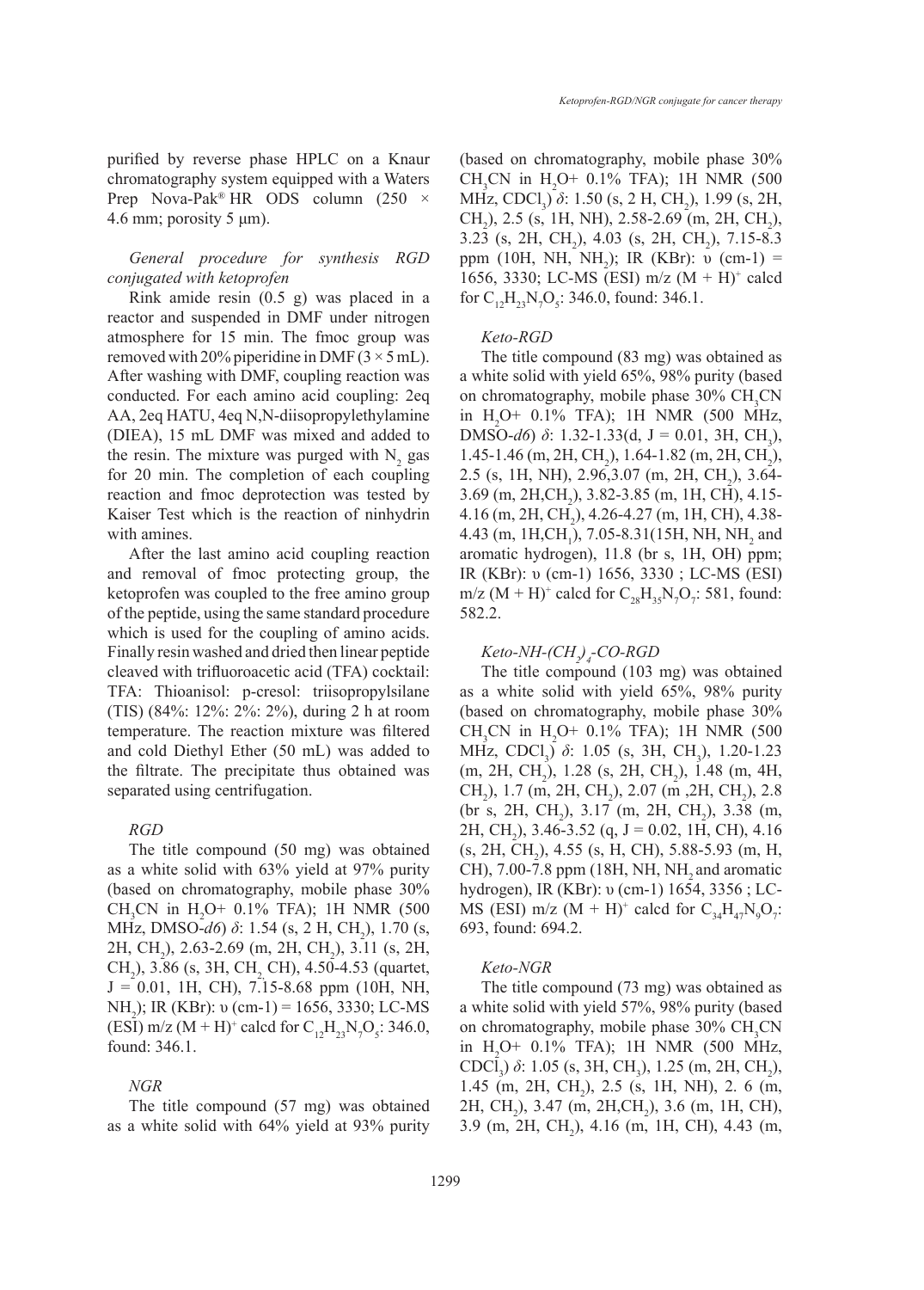purified by reverse phase HPLC on a Knaur chromatography system equipped with a Waters Prep Nova-Pak® HR ODS column (250 × 4.6 mm; porosity 5 µm).

### *General procedure for synthesis RGD conjugated with ketoprofen*

Rink amide resin (0.5 g) was placed in a reactor and suspended in DMF under nitrogen atmosphere for 15 min. The fmoc group was removed with 20% piperidine in DMF (3 × 5 mL). After washing with DMF, coupling reaction was conducted. For each amino acid coupling: 2eq AA, 2eq HATU, 4eq N,N-diisopropylethylamine (DIEA), 15 mL DMF was mixed and added to the resin. The mixture was purged with $N_2$ gas for 20 min. The completion of each coupling reaction and fmoc deprotection was tested by Kaiser Test which is the reaction of ninhydrin with amines.

After the last amino acid coupling reaction and removal of fmoc protecting group, the ketoprofen was coupled to the free amino group of the peptide, using the same standard procedure which is used for the coupling of amino acids. Finally resin washed and dried then linear peptide cleaved with trifluoroacetic acid (TFA) cocktail: TFA: Thioanisol: p-cresol: triisopropylsilane (TIS) (84%: 12%: 2%: 2%), during 2 h at room temperature. The reaction mixture was filtered and cold Diethyl Ether (50 mL) was added to the filtrate. The precipitate thus obtained was separated using centrifugation.

#### *RGD*

The title compound (50 mg) was obtained as a white solid with 63% yield at 97% purity (based on chromatography, mobile phase 30% $CH_3CN$ in $H_2O$+ 0.1% TFA); 1H NMR (500 MHz, DMSO-*d6*) *δ*: 1.54 (s, 2 H, $CH_2$), 1.70 (s, 2H, $CH_2$), 2.63-2.69 (m, 2H, $CH_2$), 3.11 (s, 2H, $CH_2$), 3.86 (s, 3H, $CH_2$ CH), 4.50-4.53 (quartet, J = 0.01, 1H, CH), 7.15-8.68 ppm (10H, NH, $NH_2$); IR (KBr): υ (cm-1) = 1656, 3330; LC-MS (ESI) m/z $(M + H)^+$ calcd for $C_{12}H_{23}N_7O_5$: 346.0, found: 346.1.

#### *NGR*

The title compound (57 mg) was obtained as a white solid with 64% yield at 93% purity (based on chromatography, mobile phase 30% $CH_3CN$ in $H_2O$+ 0.1% TFA); 1H NMR (500 MHz, $CDCl_3$) *δ*: 1.50 (s, 2 H, $CH_2$), 1.99 (s, 2H, $CH_2$), 2.5 (s, 1H, NH), 2.58-2.69 (m, 2H, $CH_2$), 3.23 (s, 2H, $CH_2$), 4.03 (s, 2H, $CH_2$), 7.15-8.3 ppm (10H, NH, $NH_2$); IR (KBr): υ (cm-1) = 1656, 3330; LC-MS (ESI) m/z $(M + H)^+$ calcd for $C_{12}H_{23}N_7O_5$: 346.0, found: 346.1.

#### *Keto-RGD*

The title compound (83 mg) was obtained as a white solid with yield 65%, 98% purity (based on chromatography, mobile phase 30% $CH_3CN$ in $H_2O$+ 0.1% TFA); 1H NMR (500 MHz, DMSO-*d6*) *δ*: 1.32-1.33(d, J = 0.01, 3H, $CH_3$), 1.45-1.46 (m, 2H, $CH_2$), 1.64-1.82 (m, 2H, $CH_2$), 2.5 (s, 1H, NH), 2.96,3.07 (m, 2H, $CH_2$), 3.64-3.69 (m, 2H,$CH_2$), 3.82-3.85 (m, 1H, CH), 4.15-4.16 (m, 2H, $CH_2$), 4.26-4.27 (m, 1H, CH), 4.38-4.43 (m, 1H,$CH_1$), 7.05-8.31(15H, NH, $NH_2$ and aromatic hydrogen), 11.8 (br s, 1H, OH) ppm; IR (KBr): υ (cm-1) 1656, 3330 ; LC-MS (ESI) m/z $(M + H)^+$ calcd for $C_{28}H_{35}N_7O_7$: 581, found: 582.2.

#### *Keto-NH-$(CH_2)_4$-CO-RGD*

The title compound (103 mg) was obtained as a white solid with yield 65%, 98% purity (based on chromatography, mobile phase 30% $CH_3CN$ in $H_2O$+ 0.1% TFA); 1H NMR (500 MHz, $CDCl_3$) *δ*: 1.05 (s, 3H, $CH_3$), 1.20-1.23 (m, 2H, $CH_2$), 1.28 (s, 2H, $CH_2$), 1.48 (m, 4H, $CH_2$), 1.7 (m, 2H, $CH_2$), 2.07 (m ,2H, $CH_2$), 2.8 (br s, 2H, $CH_2$), 3.17 (m, 2H, $CH_2$), 3.38 (m, 2H, $CH_2$), 3.46-3.52 (q, J = 0.02, 1H, CH), 4.16 (s, 2H, $CH_2$), 4.55 (s, H, CH), 5.88-5.93 (m, H, CH), 7.00-7.8 ppm (18H, NH, $NH_2$ and aromatic hydrogen), IR (KBr): υ (cm-1) 1654, 3356 ; LC-MS (ESI) m/z $(M + H)^+$ calcd for $C_{34}H_{47}N_9O_7$: 693, found: 694.2.

#### *Keto-NGR*

The title compound (73 mg) was obtained as a white solid with yield 57%, 98% purity (based on chromatography, mobile phase 30% $CH_3CN$ in $H_2O$+ 0.1% TFA); 1H NMR (500 MHz, $CDCl_3$) *δ*: 1.05 (s, 3H, $CH_3$), 1.25 (m, 2H, $CH_2$), 1.45 (m, 2H, $CH_2$), 2.5 (s, 1H, NH), 2. 6 (m, 2H, $CH_2$), 3.47 (m, 2H,$CH_2$), 3.6 (m, 1H, CH), 3.9 (m, 2H, $CH_2$), 4.16 (m, 1H, CH), 4.43 (m,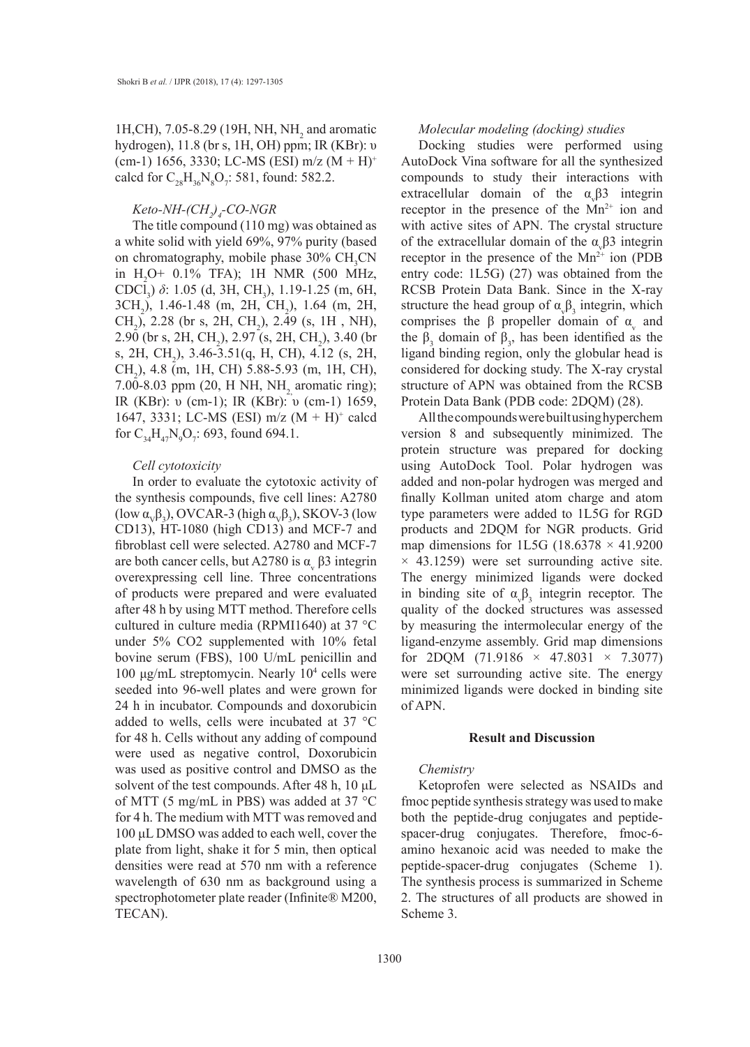1H,CH), 7.05-8.29 (19H, NH, $NH_2$ and aromatic hydrogen), 11.8 (br s, 1H, OH) ppm; IR (KBr): υ (cm-1) 1656, 3330; LC-MS (ESI) m/z $(M + H)^+$ calcd for $C_{28}H_{36}N_8O_7$: 581, found: 582.2.

*Keto-NH-$(CH_2)_4$-CO-NGR*

The title compound (110 mg) was obtained as a white solid with yield 69%, 97% purity (based on chromatography, mobile phase 30% $CH_3CN$ in $H_2O$+ 0.1% TFA); 1H NMR (500 MHz, $CDCl_3$) *δ*: 1.05 (d, 3H, $CH_3$), 1.19-1.25 (m, 6H, $3CH_2$), 1.46-1.48 (m, 2H, $CH_2$), 1.64 (m, 2H, $CH_2$), 2.28 (br s, 2H, $CH_2$), 2.49 (s, 1H , NH), 2.90 (br s, 2H, $CH_2$), 2.97 (s, 2H, $CH_2$), 3.40 (br s, 2H, $CH_2$), 3.46-3.51(q, H, CH), 4.12 (s, 2H, $CH_2$), 4.8 (m, 1H, CH) 5.88-5.93 (m, 1H, CH), 7.00-8.03 ppm (20, H NH, $NH_2$, aromatic ring); IR (KBr): υ (cm-1); IR (KBr): υ (cm-1) 1659, 1647, 3331; LC-MS (ESI) m/z $(M + H)^+$ calcd for $C_{34}H_{47}N_9O_7$: 693, found 694.1.

*Cell cytotoxicity*

In order to evaluate the cytotoxic activity of the synthesis compounds, five cell lines: A2780 (low $\alpha_V\beta_3$), OVCAR-3 (high $\alpha_V\beta_3$), SKOV-3 (low CD13), HT-1080 (high CD13) and MCF-7 and fibroblast cell were selected. A2780 and MCF-7 are both cancer cells, but A2780 is $\alpha_v$ β3 integrin overexpressing cell line. Three concentrations of products were prepared and were evaluated after 48 h by using MTT method. Therefore cells cultured in culture media (RPMI1640) at 37 °C under 5% CO2 supplemented with 10% fetal bovine serum (FBS), 100 U/mL penicillin and 100 µg/mL streptomycin. Nearly $10^4$ cells were seeded into 96-well plates and were grown for 24 h in incubator. Compounds and doxorubicin added to wells, cells were incubated at 37 °C for 48 h. Cells without any adding of compound were used as negative control, Doxorubicin was used as positive control and DMSO as the solvent of the test compounds. After 48 h, 10 µL of MTT (5 mg/mL in PBS) was added at 37 °C for 4 h. The medium with MTT was removed and 100 µL DMSO was added to each well, cover the plate from light, shake it for 5 min, then optical densities were read at 570 nm with a reference wavelength of 630 nm as background using a spectrophotometer plate reader (Infinite® M200, TECAN).

*Molecular modeling (docking) studies*

Docking studies were performed using AutoDock Vina software for all the synthesized compounds to study their interactions with extracellular domain of the $\alpha_v$β3 integrin receptor in the presence of the $Mn^{2+}$ ion and with active sites of APN. The crystal structure of the extracellular domain of the $\alpha_v$β3 integrin receptor in the presence of the $Mn^{2+}$ ion (PDB entry code: 1L5G) (27) was obtained from the RCSB Protein Data Bank. Since in the X-ray structure the head group of $\alpha_v\beta_3$ integrin, which comprises the β propeller domain of $\alpha_v$ and the $\beta_3$ domain of $\beta_3$, has been identified as the ligand binding region, only the globular head is considered for docking study. The X-ray crystal structure of APN was obtained from the RCSB Protein Data Bank (PDB code: 2DQM) (28).

All the compounds were built using hyperchem version 8 and subsequently minimized. The protein structure was prepared for docking using AutoDock Tool. Polar hydrogen was added and non-polar hydrogen was merged and finally Kollman united atom charge and atom type parameters were added to 1L5G for RGD products and 2DQM for NGR products. Grid map dimensions for 1L5G (18.6378 × 41.9200 × 43.1259) were set surrounding active site. The energy minimized ligands were docked in binding site of $\alpha_v\beta_3$ integrin receptor. The quality of the docked structures was assessed by measuring the intermolecular energy of the ligand-enzyme assembly. Grid map dimensions for 2DQM (71.9186 × 47.8031 × 7.3077) were set surrounding active site. The energy minimized ligands were docked in binding site of APN.

## Result and Discussion

*Chemistry*

Ketoprofen were selected as NSAIDs and fmoc peptide synthesis strategy was used to make both the peptide-drug conjugates and peptide-spacer-drug conjugates. Therefore, fmoc-6-amino hexanoic acid was needed to make the peptide-spacer-drug conjugates (Scheme 1). The synthesis process is summarized in Scheme 2. The structures of all products are showed in Scheme 3.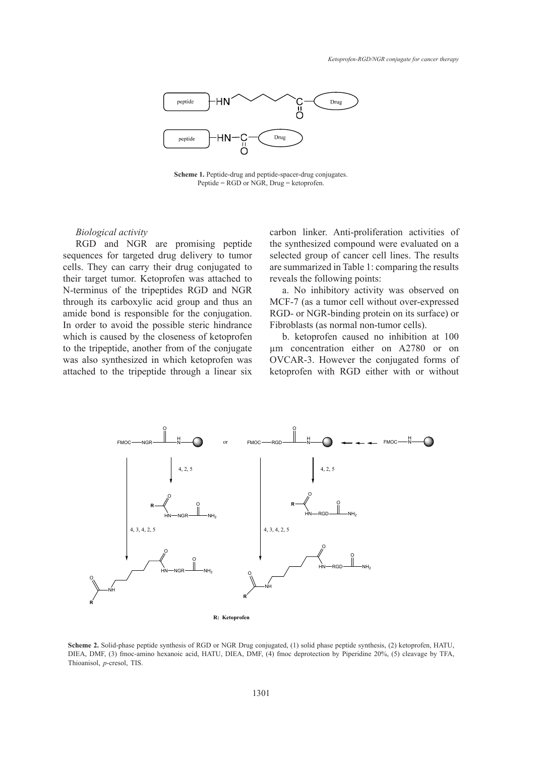Scheme 1. Peptide-drug and peptide-spacer-drug conjugates. Peptide = RGD or NGR, Drug = ketoprofen.

*Biological activity*

RGD and NGR are promising peptide sequences for targeted drug delivery to tumor cells. They can carry their drug conjugated to their target tumor. Ketoprofen was attached to N-terminus of the tripeptides RGD and NGR through its carboxylic acid group and thus an amide bond is responsible for the conjugation. In order to avoid the possible steric hindrance which is caused by the closeness of ketoprofen to the tripeptide, another from of the conjugate was also synthesized in which ketoprofen was attached to the tripeptide through a linear six carbon linker. Anti-proliferation activities of the synthesized compound were evaluated on a selected group of cancer cell lines. The results are summarized in Table 1: comparing the results reveals the following points:

a. No inhibitory activity was observed on MCF-7 (as a tumor cell without over-expressed RGD- or NGR-binding protein on its surface) or Fibroblasts (as normal non-tumor cells).

b. ketoprofen caused no inhibition at 100 µm concentration either on A2780 or on OVCAR-3. However the conjugated forms of ketoprofen with RGD either with or without

**Scheme 2.** Solid-phase peptide synthesis of RGD or NGR Drug conjugated, (1) solid phase peptide synthesis, (2) ketoprofen, HATU, DIEA, DMF, (3) fmoc-amino hexanoic acid, HATU, DIEA, DMF, (4) fmoc deprotection by Piperidine 20%, (5) cleavage by TFA, Thioanisol, *p*-cresol, TIS.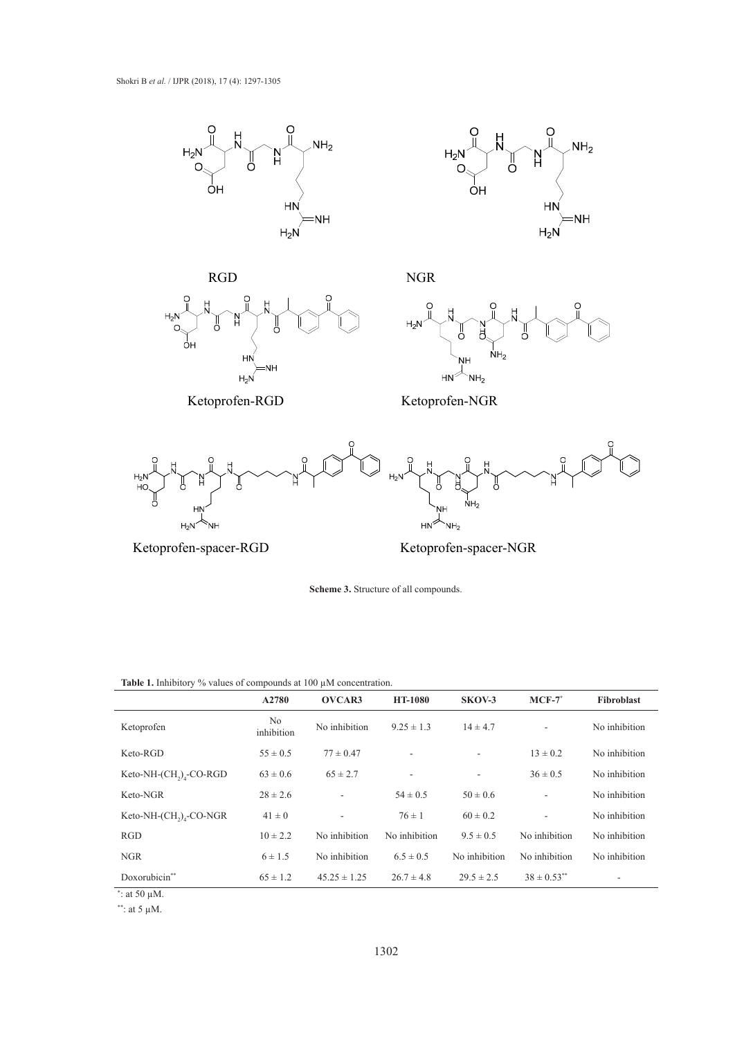RGD

NGR

Ketoprofen-RGD

Ketoprofen-NGR

Ketoprofen-spacer-RGD

Ketoprofen-spacer-NGR

**Scheme 3.** Structure of all compounds.

**Table 1.** Inhibitory % values of compounds at 100 μM concentration.

| | A2780 | OVCAR3 | HT-1080 | SKOV-3 | MCF-7* | Fibroblast |
|---|---|---|---|---|---|---|
| Ketoprofen | No inhibition | No inhibition | 9.25 ± 1.3 | 14 ± 4.7 | - | No inhibition |
| Keto-RGD | 55 ± 0.5 | 77 ± 0.47 | - | - | 13 ± 0.2 | No inhibition |
| Keto-NH-$(CH_2)_4$-CO-RGD | 63 ± 0.6 | 65 ± 2.7 | - | - | 36 ± 0.5 | No inhibition |
| Keto-NGR | 28 ± 2.6 | - | 54 ± 0.5 | 50 ± 0.6 | - | No inhibition |
| Keto-NH-$(CH_2)_4$-CO-NGR | 41 ± 0 | - | 76 ± 1 | 60 ± 0.2 | - | No inhibition |
| RGD | 10 ± 2.2 | No inhibition | No inhibition | 9.5 ± 0.5 | No inhibition | No inhibition |
| NGR | 6 ± 1.5 | No inhibition | 6.5 ± 0.5 | No inhibition | No inhibition | No inhibition |
| Doxorubicin** | 65 ± 1.2 | 45.25 ± 1.25 | 26.7 ± 4.8 | 29.5 ± 2.5 | 38 ± 0.53** | - |

*: at 50 μM.

**: at 5 μM.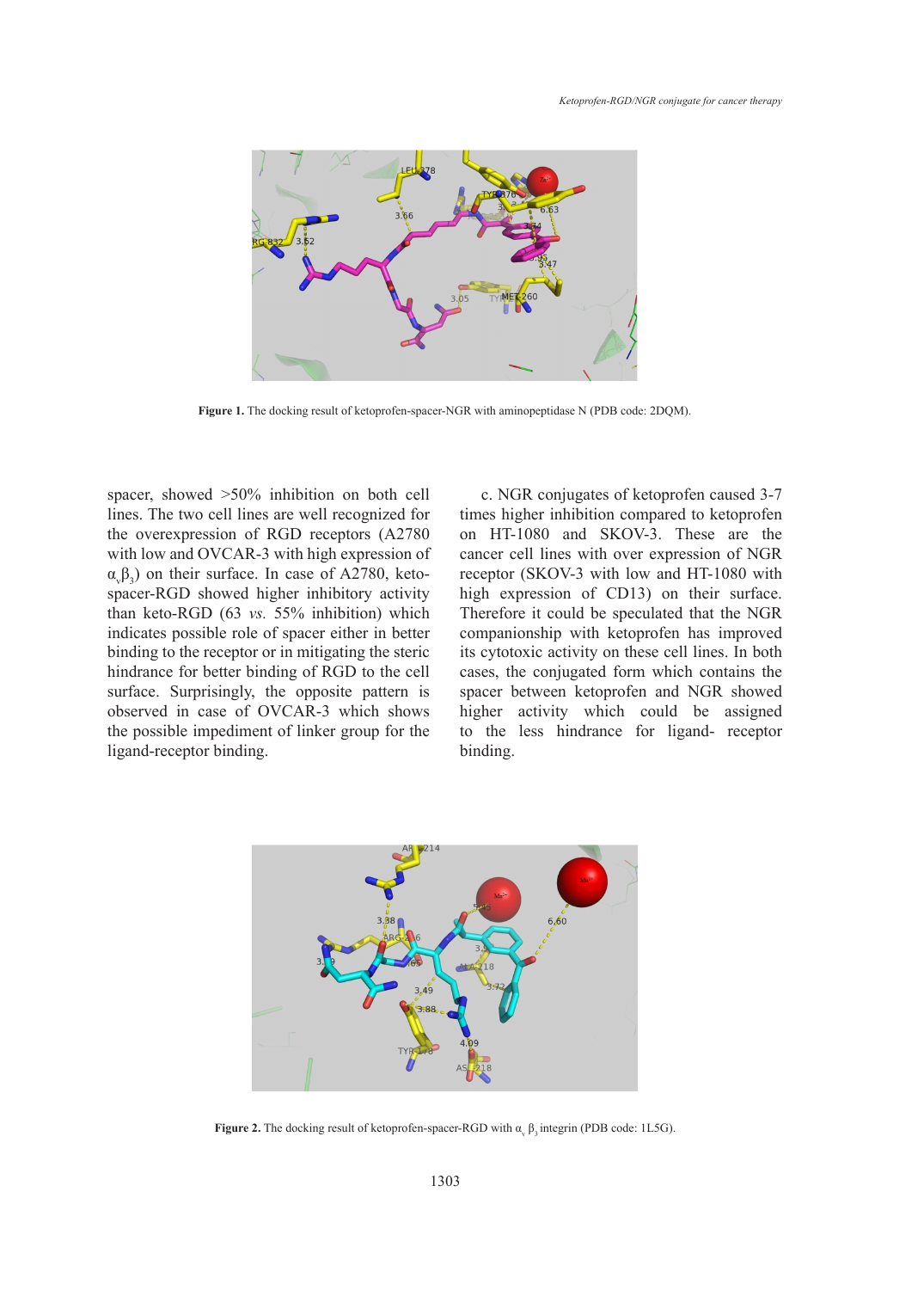Figure 1. The docking result of ketoprofen-spacer-NGR with aminopeptidase N (PDB code: 2DQM).

spacer, showed >50% inhibition on both cell lines. The two cell lines are well recognized for the overexpression of RGD receptors (A2780 with low and OVCAR-3 with high expression of $\alpha_v\beta_3$) on their surface. In case of A2780, keto-spacer-RGD showed higher inhibitory activity than keto-RGD (63 *vs.* 55% inhibition) which indicates possible role of spacer either in better binding to the receptor or in mitigating the steric hindrance for better binding of RGD to the cell surface. Surprisingly, the opposite pattern is observed in case of OVCAR-3 which shows the possible impediment of linker group for the ligand-receptor binding.

c. NGR conjugates of ketoprofen caused 3-7 times higher inhibition compared to ketoprofen on HT-1080 and SKOV-3. These are the cancer cell lines with over expression of NGR receptor (SKOV-3 with low and HT-1080 with high expression of CD13) on their surface. Therefore it could be speculated that the NGR companionship with ketoprofen has improved its cytotoxic activity on these cell lines. In both cases, the conjugated form which contains the spacer between ketoprofen and NGR showed higher activity which could be assigned to the less hindrance for ligand- receptor binding.

Figure 2. The docking result of ketoprofen-spacer-RGD with $\alpha_v\beta_3$ integrin (PDB code: 1L5G).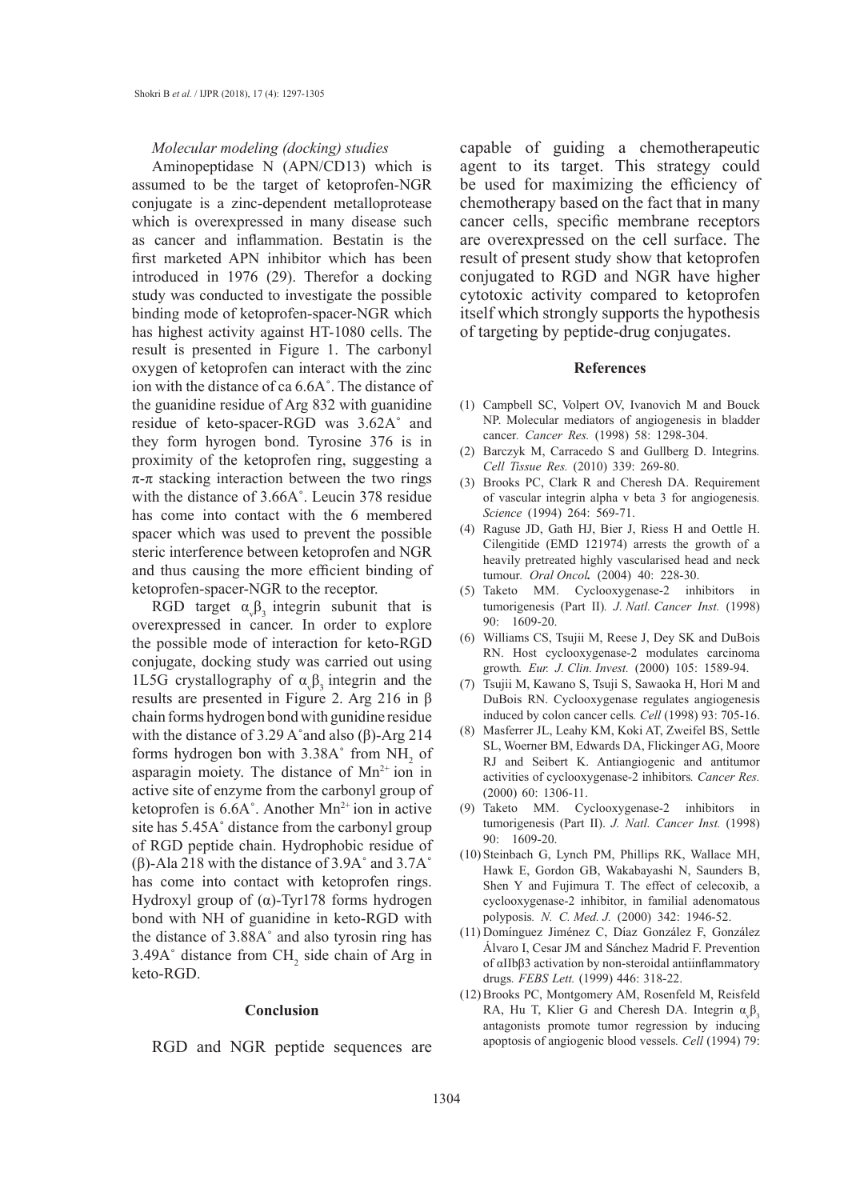*Molecular modeling (docking) studies*

Aminopeptidase N (APN/CD13) which is assumed to be the target of ketoprofen-NGR conjugate is a zinc-dependent metalloprotease which is overexpressed in many disease such as cancer and inflammation. Bestatin is the first marketed APN inhibitor which has been introduced in 1976 (29). Therefor a docking study was conducted to investigate the possible binding mode of ketoprofen-spacer-NGR which has highest activity against HT-1080 cells. The result is presented in Figure 1. The carbonyl oxygen of ketoprofen can interact with the zinc ion with the distance of ca 6.6A˚. The distance of the guanidine residue of Arg 832 with guanidine residue of keto-spacer-RGD was 3.62A˚ and they form hyrogen bond. Tyrosine 376 is in proximity of the ketoprofen ring, suggesting a π-π stacking interaction between the two rings with the distance of 3.66A˚. Leucin 378 residue has come into contact with the 6 membered spacer which was used to prevent the possible steric interference between ketoprofen and NGR and thus causing the more efficient binding of ketoprofen-spacer-NGR to the receptor.

RGD target $\alpha_v\beta_3$ integrin subunit that is overexpressed in cancer. In order to explore the possible mode of interaction for keto-RGD conjugate, docking study was carried out using 1L5G crystallography of $\alpha_v\beta_3$ integrin and the results are presented in Figure 2. Arg 216 in β chain forms hydrogen bond with gunidine residue with the distance of 3.29 A˚and also (β)-Arg 214 forms hydrogen bon with 3.38A˚ from $NH_2$ of asparagin moiety. The distance of $Mn^{2+}$ ion in active site of enzyme from the carbonyl group of ketoprofen is 6.6A˚. Another $Mn^{2+}$ ion in active site has 5.45A˚ distance from the carbonyl group of RGD peptide chain. Hydrophobic residue of (β)-Ala 218 with the distance of 3.9A˚ and 3.7A˚ has come into contact with ketoprofen rings. Hydroxyl group of (α)-Tyr178 forms hydrogen bond with NH of guanidine in keto-RGD with the distance of 3.88A˚ and also tyrosin ring has 3.49A˚ distance from $CH_2$ side chain of Arg in keto-RGD.

## Conclusion

RGD and NGR peptide sequences are capable of guiding a chemotherapeutic agent to its target. This strategy could be used for maximizing the efficiency of chemotherapy based on the fact that in many cancer cells, specific membrane receptors are overexpressed on the cell surface. The result of present study show that ketoprofen conjugated to RGD and NGR have higher cytotoxic activity compared to ketoprofen itself which strongly supports the hypothesis of targeting by peptide-drug conjugates.

## References

(1) Campbell SC, Volpert OV, Ivanovich M and Bouck NP. Molecular mediators of angiogenesis in bladder cancer. *Cancer Res.* (1998) 58: 1298-304.

(2) Barczyk M, Carracedo S and Gullberg D. Integrins. *Cell Tissue Res.* (2010) 339: 269-80.

(3) Brooks PC, Clark R and Cheresh DA. Requirement of vascular integrin alpha v beta 3 for angiogenesis. *Science* (1994) 264: 569-71.

(4) Raguse JD, Gath HJ, Bier J, Riess H and Oettle H. Cilengitide (EMD 121974) arrests the growth of a heavily pretreated highly vascularised head and neck tumour. *Oral Oncol.* (2004) 40: 228-30.

(5) Taketo MM. Cyclooxygenase-2 inhibitors in tumorigenesis (Part II). *J. Natl. Cancer Inst.* (1998) 90: 1609-20.

(6) Williams CS, Tsujii M, Reese J, Dey SK and DuBois RN. Host cyclooxygenase-2 modulates carcinoma growth. *Eur. J. Clin. Invest.* (2000) 105: 1589-94.

(7) Tsujii M, Kawano S, Tsuji S, Sawaoka H, Hori M and DuBois RN. Cyclooxygenase regulates angiogenesis induced by colon cancer cells. *Cell* (1998) 93: 705-16.

(8) Masferrer JL, Leahy KM, Koki AT, Zweifel BS, Settle SL, Woerner BM, Edwards DA, Flickinger AG, Moore RJ and Seibert K. Antiangiogenic and antitumor activities of cyclooxygenase-2 inhibitors. *Cancer Res.* (2000) 60: 1306-11.

(9) Taketo MM. Cyclooxygenase-2 inhibitors in tumorigenesis (Part II). *J. Natl. Cancer Inst.* (1998) 90: 1609-20.

(10) Steinbach G, Lynch PM, Phillips RK, Wallace MH, Hawk E, Gordon GB, Wakabayashi N, Saunders B, Shen Y and Fujimura T. The effect of celecoxib, a cyclooxygenase-2 inhibitor, in familial adenomatous polyposis. *N. C. Med. J.* (2000) 342: 1946-52.

(11) Domínguez Jiménez C, Díaz González F, González Álvaro I, Cesar JM and Sánchez Madrid F. Prevention of αIIbβ3 activation by non-steroidal antiinflammatory drugs. *FEBS Lett.* (1999) 446: 318-22.

(12) Brooks PC, Montgomery AM, Rosenfeld M, Reisfeld RA, Hu T, Klier G and Cheresh DA. Integrin $\alpha_v\beta_3$ antagonists promote tumor regression by inducing apoptosis of angiogenic blood vessels. *Cell* (1994) 79: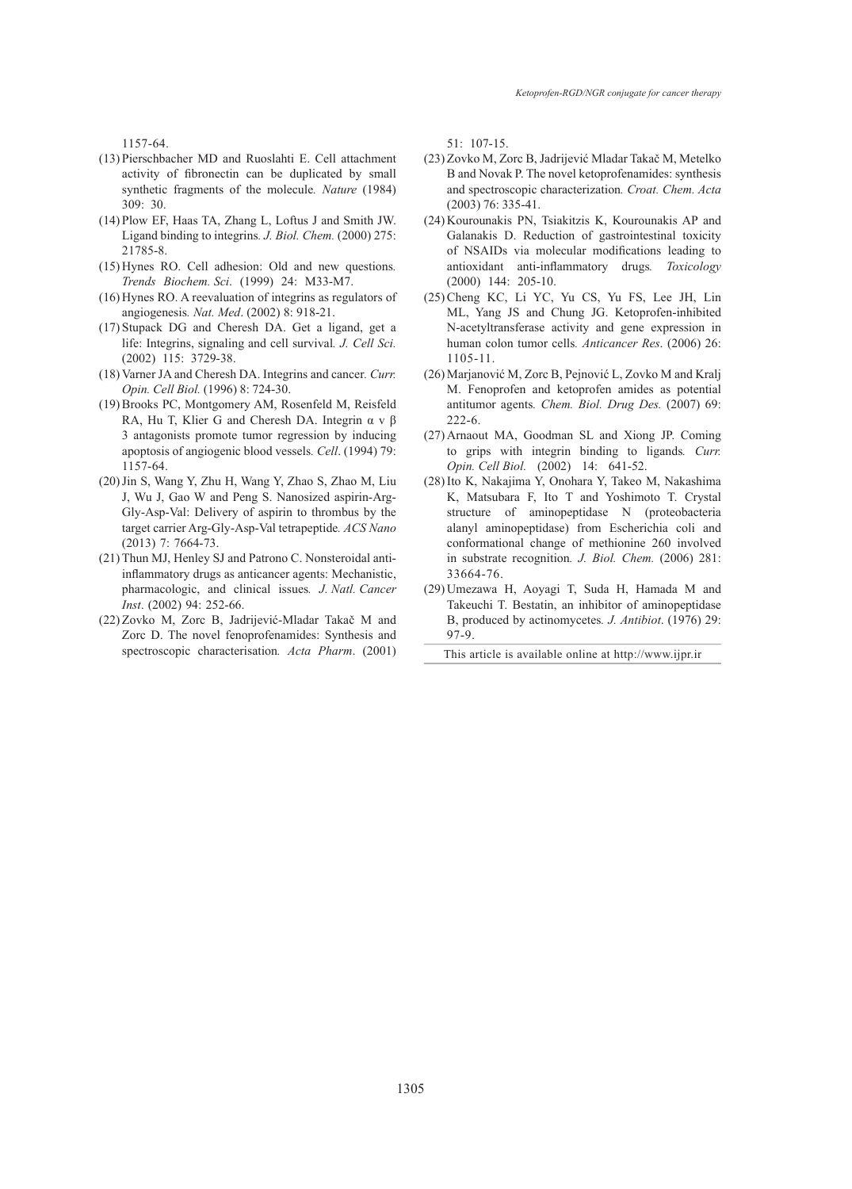1157-64.

(13) Pierschbacher MD and Ruoslahti E. Cell attachment activity of fibronectin can be duplicated by small synthetic fragments of the molecule. *Nature* (1984) 309: 30.

(14) Plow EF, Haas TA, Zhang L, Loftus J and Smith JW. Ligand binding to integrins. *J. Biol. Chem.* (2000) 275: 21785-8.

(15) Hynes RO. Cell adhesion: Old and new questions. *Trends Biochem. Sci*. (1999) 24: M33-M7.

(16) Hynes RO. A reevaluation of integrins as regulators of angiogenesis. *Nat. Med*. (2002) 8: 918-21.

(17) Stupack DG and Cheresh DA. Get a ligand, get a life: Integrins, signaling and cell survival. *J. Cell Sci.* (2002) 115: 3729-38.

(18) Varner JA and Cheresh DA. Integrins and cancer. *Curr. Opin. Cell Biol.* (1996) 8: 724-30.

(19) Brooks PC, Montgomery AM, Rosenfeld M, Reisfeld RA, Hu T, Klier G and Cheresh DA. Integrin α v β 3 antagonists promote tumor regression by inducing apoptosis of angiogenic blood vessels. *Cell*. (1994) 79: 1157-64.

(20) Jin S, Wang Y, Zhu H, Wang Y, Zhao S, Zhao M, Liu J, Wu J, Gao W and Peng S. Nanosized aspirin-Arg-Gly-Asp-Val: Delivery of aspirin to thrombus by the target carrier Arg-Gly-Asp-Val tetrapeptide. *ACS Nano* (2013) 7: 7664-73.

(21) Thun MJ, Henley SJ and Patrono C. Nonsteroidal anti-inflammatory drugs as anticancer agents: Mechanistic, pharmacologic, and clinical issues. *J. Natl. Cancer Inst*. (2002) 94: 252-66.

(22) Zovko M, Zorc B, Jadrijević-Mladar Takač M and Zorc D. The novel fenoprofenamides: Synthesis and spectroscopic characterisation. *Acta Pharm*. (2001) 51: 107-15.

(23) Zovko M, Zorc B, Jadrijević Mladar Takač M, Metelko B and Novak P. The novel ketoprofenamides: synthesis and spectroscopic characterization. *Croat. Chem. Acta* (2003) 76: 335-41.

(24) Kourounakis PN, Tsiakitzis K, Kourounakis AP and Galanakis D. Reduction of gastrointestinal toxicity of NSAIDs via molecular modifications leading to antioxidant anti-inflammatory drugs. *Toxicology* (2000) 144: 205-10.

(25) Cheng KC, Li YC, Yu CS, Yu FS, Lee JH, Lin ML, Yang JS and Chung JG. Ketoprofen-inhibited N-acetyltransferase activity and gene expression in human colon tumor cells. *Anticancer Res*. (2006) 26: 1105-11.

(26) Marjanović M, Zorc B, Pejnović L, Zovko M and Kralj M. Fenoprofen and ketoprofen amides as potential antitumor agents. *Chem. Biol. Drug Des.* (2007) 69: 222-6.

(27) Arnaout MA, Goodman SL and Xiong JP. Coming to grips with integrin binding to ligands. *Curr. Opin. Cell Biol.* (2002) 14: 641-52.

(28) Ito K, Nakajima Y, Onohara Y, Takeo M, Nakashima K, Matsubara F, Ito T and Yoshimoto T. Crystal structure of aminopeptidase N (proteobacteria alanyl aminopeptidase) from Escherichia coli and conformational change of methionine 260 involved in substrate recognition. *J. Biol. Chem.* (2006) 281: 33664-76.

(29) Umezawa H, Aoyagi T, Suda H, Hamada M and Takeuchi T. Bestatin, an inhibitor of aminopeptidase B, produced by actinomycetes. *J. Antibiot*. (1976) 29: 97-9.

This article is available online at http://www.ijpr.ir